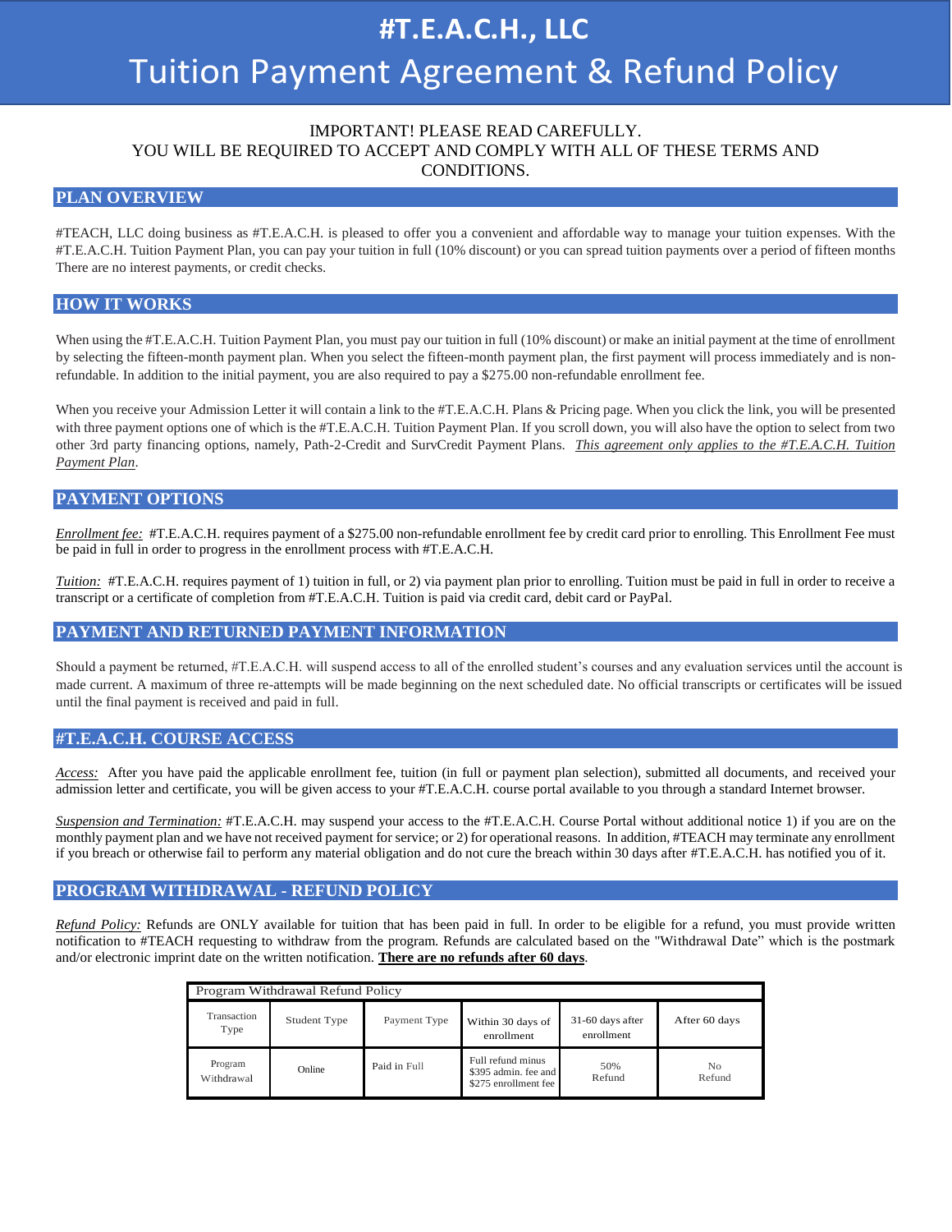# #T.E.A.C.H., LLC

# Tuition Payment Agreement & Refund Policy

IMPORTANT! PLEASE READ CAREFULLY.
YOU WILL BE REQUIRED TO ACCEPT AND COMPLY WITH ALL OF THESE TERMS AND CONDITIONS.

## PLAN OVERVIEW

#TEACH, LLC doing business as #T.E.A.C.H. is pleased to offer you a convenient and affordable way to manage your tuition expenses. With the #T.E.A.C.H. Tuition Payment Plan, you can pay your tuition in full (10% discount) or you can spread tuition payments over a period of fifteen months There are no interest payments, or credit checks.

## HOW IT WORKS

When using the #T.E.A.C.H. Tuition Payment Plan, you must pay our tuition in full (10% discount) or make an initial payment at the time of enrollment by selecting the fifteen-month payment plan. When you select the fifteen-month payment plan, the first payment will process immediately and is non-refundable. In addition to the initial payment, you are also required to pay a $275.00 non-refundable enrollment fee.

When you receive your Admission Letter it will contain a link to the #T.E.A.C.H. Plans & Pricing page. When you click the link, you will be presented with three payment options one of which is the #T.E.A.C.H. Tuition Payment Plan. If you scroll down, you will also have the option to select from two other 3rd party financing options, namely, Path-2-Credit and SurvCredit Payment Plans. *This agreement only applies to the #T.E.A.C.H. Tuition Payment Plan*.

## PAYMENT OPTIONS

*Enrollment fee:* #T.E.A.C.H. requires payment of a $275.00 non-refundable enrollment fee by credit card prior to enrolling. This Enrollment Fee must be paid in full in order to progress in the enrollment process with #T.E.A.C.H.

*Tuition:* #T.E.A.C.H. requires payment of 1) tuition in full, or 2) via payment plan prior to enrolling. Tuition must be paid in full in order to receive a transcript or a certificate of completion from #T.E.A.C.H. Tuition is paid via credit card, debit card or PayPal.

## PAYMENT AND RETURNED PAYMENT INFORMATION

Should a payment be returned, #T.E.A.C.H. will suspend access to all of the enrolled student's courses and any evaluation services until the account is made current. A maximum of three re-attempts will be made beginning on the next scheduled date. No official transcripts or certificates will be issued until the final payment is received and paid in full.

## #T.E.A.C.H. COURSE ACCESS

*Access:* After you have paid the applicable enrollment fee, tuition (in full or payment plan selection), submitted all documents, and received your admission letter and certificate, you will be given access to your #T.E.A.C.H. course portal available to you through a standard Internet browser.

*Suspension and Termination:* #T.E.A.C.H. may suspend your access to the #T.E.A.C.H. Course Portal without additional notice 1) if you are on the monthly payment plan and we have not received payment for service; or 2) for operational reasons. In addition, #TEACH may terminate any enrollment if you breach or otherwise fail to perform any material obligation and do not cure the breach within 30 days after #T.E.A.C.H. has notified you of it.

## PROGRAM WITHDRAWAL - REFUND POLICY

*Refund Policy:* Refunds are ONLY available for tuition that has been paid in full. In order to be eligible for a refund, you must provide written notification to #TEACH requesting to withdraw from the program. Refunds are calculated based on the "Withdrawal Date" which is the postmark and/or electronic imprint date on the written notification. **There are no refunds after 60 days**.

| Program Withdrawal Refund Policy | | | | | |
|---|---|---|---|---|---|
| Transaction Type | Student Type | Payment Type | Within 30 days of enrollment | 31-60 days after enrollment | After 60 days |
| Program Withdrawal | Online | Paid in Full | Full refund minus $395 admin. fee and $275 enrollment fee | 50% Refund | No Refund |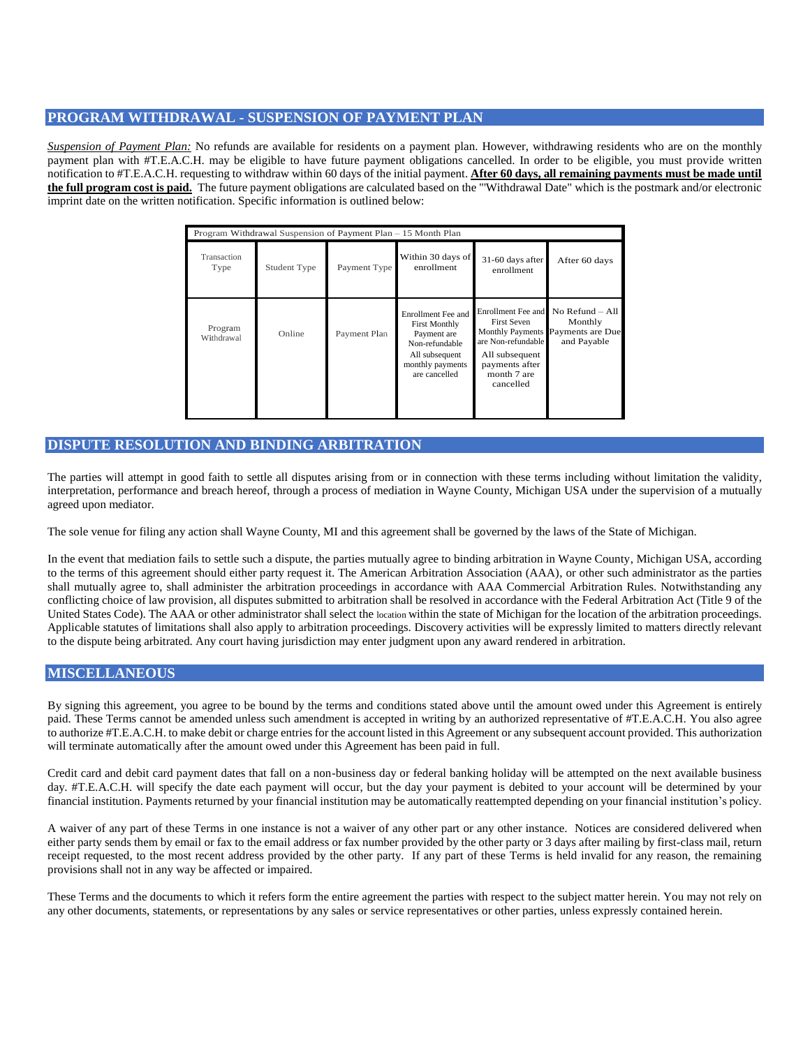## PROGRAM WITHDRAWAL - SUSPENSION OF PAYMENT PLAN

*Suspension of Payment Plan:* No refunds are available for residents on a payment plan. However, withdrawing residents who are on the monthly payment plan with #T.E.A.C.H. may be eligible to have future payment obligations cancelled. In order to be eligible, you must provide written notification to #T.E.A.C.H. requesting to withdraw within 60 days of the initial payment. **After 60 days, all remaining payments must be made until the full program cost is paid.** The future payment obligations are calculated based on the "'Withdrawal Date" which is the postmark and/or electronic imprint date on the written notification. Specific information is outlined below:

| Program Withdrawal Suspension of Payment Plan – 15 Month Plan | | | | | |
|---|---|---|---|---|---|
| Transaction Type | Student Type | Payment Type | Within 30 days of enrollment | 31-60 days after enrollment | After 60 days |
| Program Withdrawal | Online | Payment Plan | Enrollment Fee and First Monthly Payment are Non-refundable All subsequent monthly payments are cancelled | Enrollment Fee and First Seven Monthly Payments are Non-refundable All subsequent payments after month 7 are cancelled | No Refund – All Monthly Payments are Due and Payable |

## DISPUTE RESOLUTION AND BINDING ARBITRATION

The parties will attempt in good faith to settle all disputes arising from or in connection with these terms including without limitation the validity, interpretation, performance and breach hereof, through a process of mediation in Wayne County, Michigan USA under the supervision of a mutually agreed upon mediator.

The sole venue for filing any action shall Wayne County, MI and this agreement shall be governed by the laws of the State of Michigan.

In the event that mediation fails to settle such a dispute, the parties mutually agree to binding arbitration in Wayne County, Michigan USA, according to the terms of this agreement should either party request it. The American Arbitration Association (AAA), or other such administrator as the parties shall mutually agree to, shall administer the arbitration proceedings in accordance with AAA Commercial Arbitration Rules. Notwithstanding any conflicting choice of law provision, all disputes submitted to arbitration shall be resolved in accordance with the Federal Arbitration Act (Title 9 of the United States Code). The AAA or other administrator shall select the location within the state of Michigan for the location of the arbitration proceedings. Applicable statutes of limitations shall also apply to arbitration proceedings. Discovery activities will be expressly limited to matters directly relevant to the dispute being arbitrated. Any court having jurisdiction may enter judgment upon any award rendered in arbitration.

## MISCELLANEOUS

By signing this agreement, you agree to be bound by the terms and conditions stated above until the amount owed under this Agreement is entirely paid. These Terms cannot be amended unless such amendment is accepted in writing by an authorized representative of #T.E.A.C.H. You also agree to authorize #T.E.A.C.H. to make debit or charge entries for the account listed in this Agreement or any subsequent account provided. This authorization will terminate automatically after the amount owed under this Agreement has been paid in full.

Credit card and debit card payment dates that fall on a non-business day or federal banking holiday will be attempted on the next available business day. #T.E.A.C.H. will specify the date each payment will occur, but the day your payment is debited to your account will be determined by your financial institution. Payments returned by your financial institution may be automatically reattempted depending on your financial institution's policy.

A waiver of any part of these Terms in one instance is not a waiver of any other part or any other instance. Notices are considered delivered when either party sends them by email or fax to the email address or fax number provided by the other party or 3 days after mailing by first-class mail, return receipt requested, to the most recent address provided by the other party. If any part of these Terms is held invalid for any reason, the remaining provisions shall not in any way be affected or impaired.

These Terms and the documents to which it refers form the entire agreement the parties with respect to the subject matter herein. You may not rely on any other documents, statements, or representations by any sales or service representatives or other parties, unless expressly contained herein.